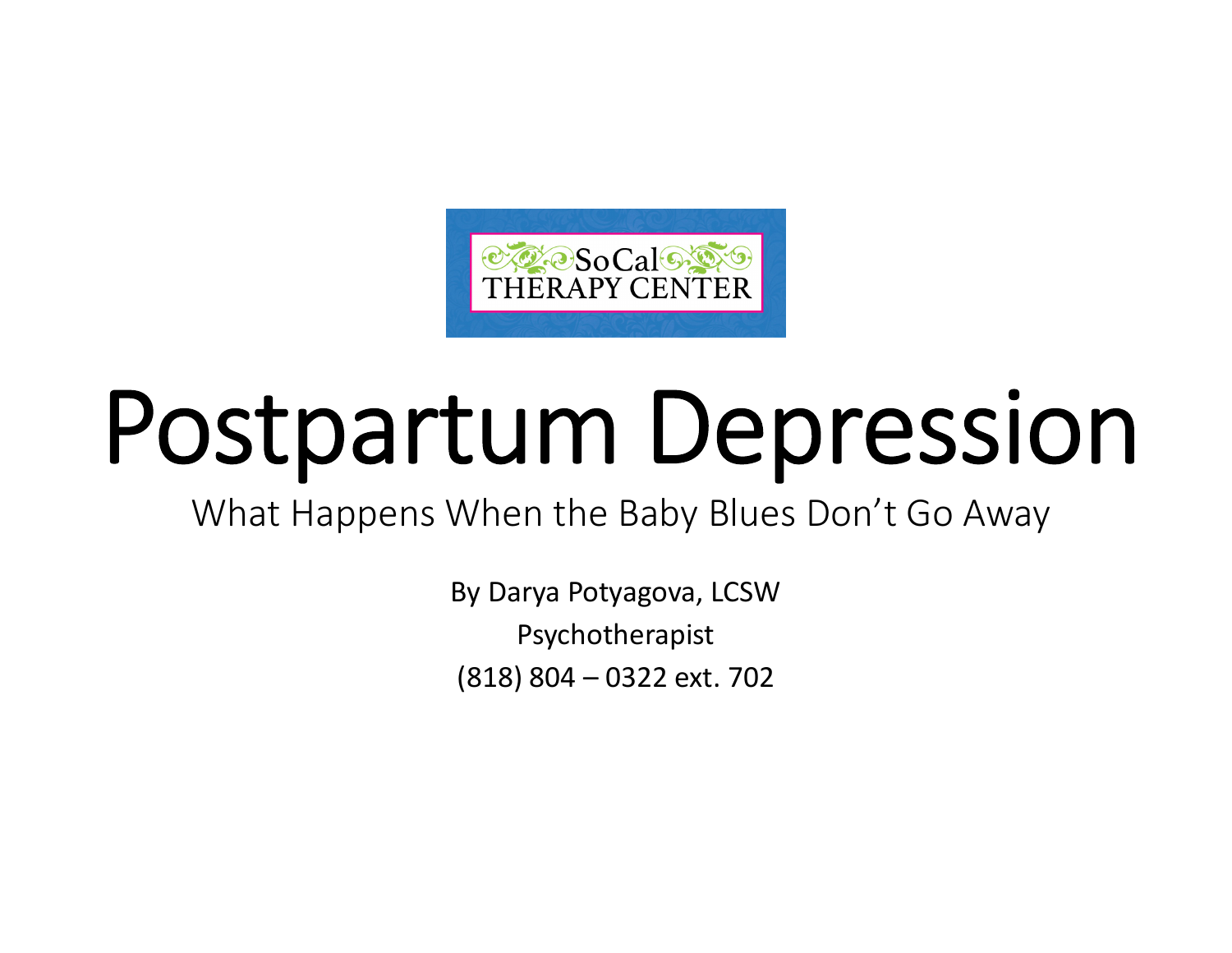SoCal THERAPY CENTER

# Postpartum Depression

## What Happens When the Baby Blues Don't Go Away

By Darya Potyagova, LCSW

Psychotherapist

(818) 804 – 0322 ext. 702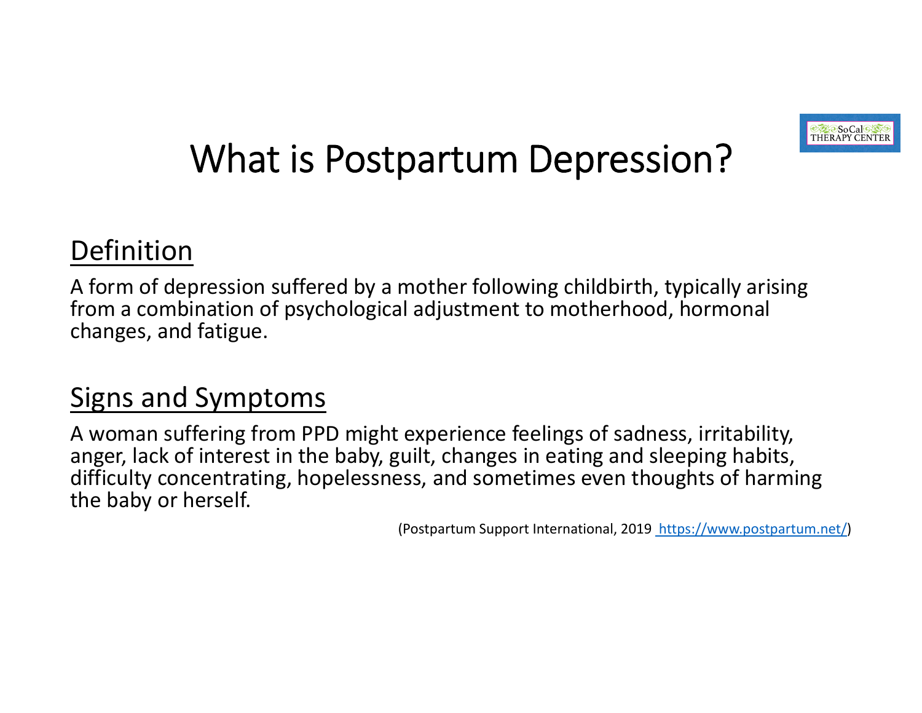# What is Postpartum Depression?

## Definition

A form of depression suffered by a mother following childbirth, typically arising from a combination of psychological adjustment to motherhood, hormonal changes, and fatigue.

## Signs and Symptoms

A woman suffering from PPD might experience feelings of sadness, irritability, anger, lack of interest in the baby, guilt, changes in eating and sleeping habits, difficulty concentrating, hopelessness, and sometimes even thoughts of harming the baby or herself.

(Postpartum Support International, 2019 https://www.postpartum.net/)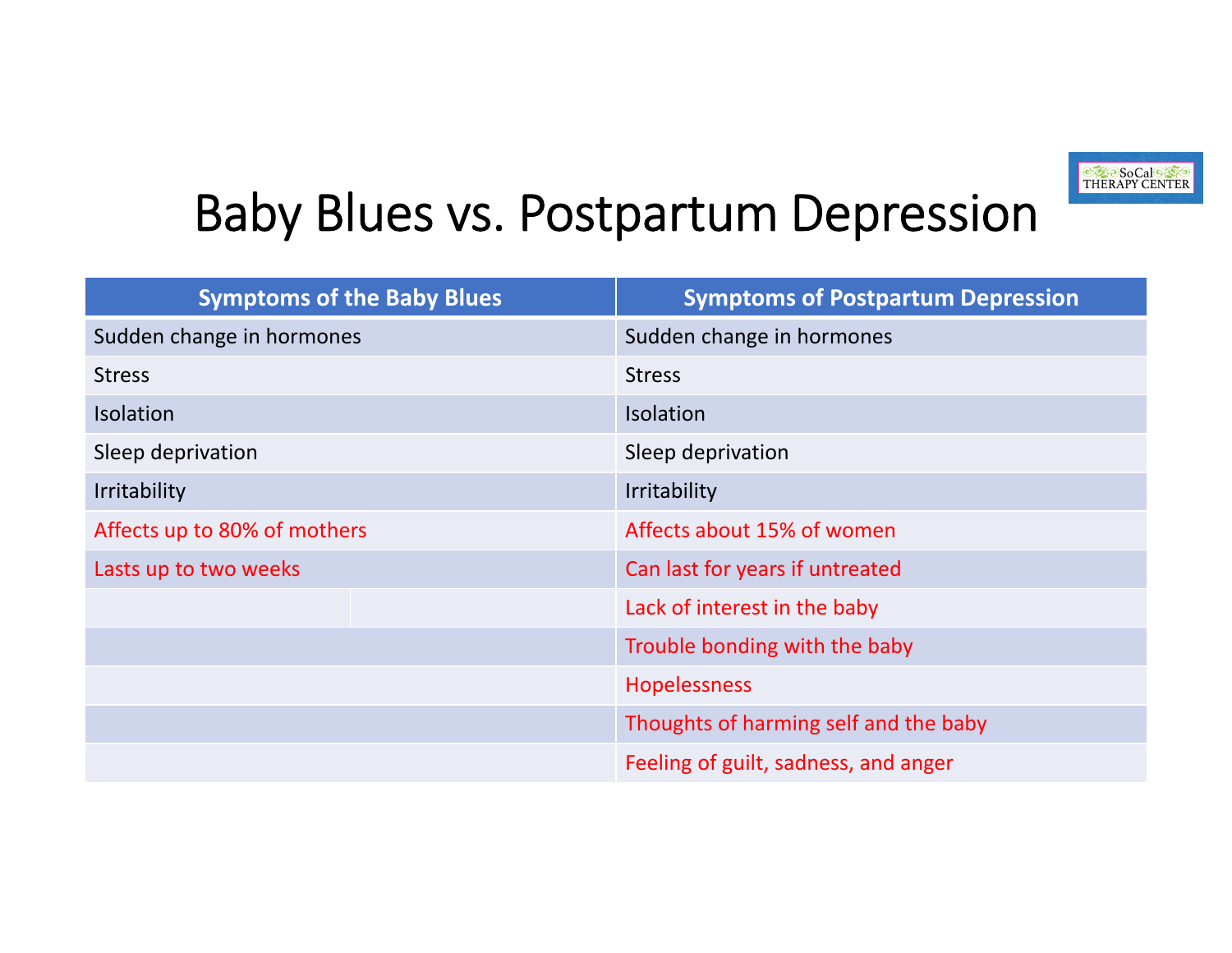# Baby Blues vs. Postpartum Depression

| Symptoms of the Baby Blues | Symptoms of Postpartum Depression |
| --- | --- |
| Sudden change in hormones | Sudden change in hormones |
| Stress | Stress |
| Isolation | Isolation |
| Sleep deprivation | Sleep deprivation |
| Irritability | Irritability |
| Affects up to 80% of mothers | Affects about 15% of women |
| Lasts up to two weeks | Can last for years if untreated |
| | Lack of interest in the baby |
| | Trouble bonding with the baby |
| | Hopelessness |
| | Thoughts of harming self and the baby |
| | Feeling of guilt, sadness, and anger |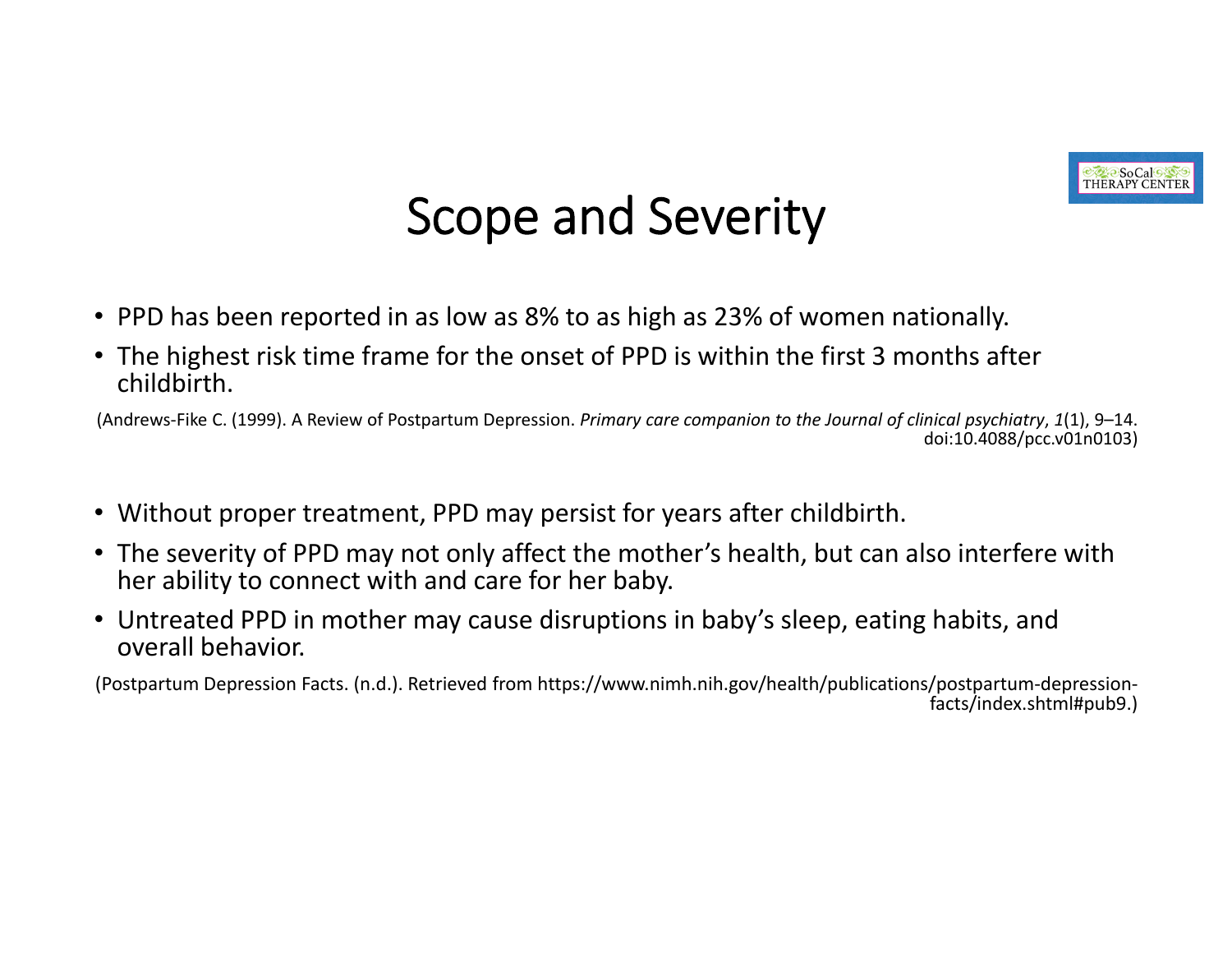# Scope and Severity

- PPD has been reported in as low as 8% to as high as 23% of women nationally.
- The highest risk time frame for the onset of PPD is within the first 3 months after childbirth.

(Andrews-Fike C. (1999). A Review of Postpartum Depression. *Primary care companion to the Journal of clinical psychiatry*, *1*(1), 9–14. doi:10.4088/pcc.v01n0103)

- Without proper treatment, PPD may persist for years after childbirth.
- The severity of PPD may not only affect the mother's health, but can also interfere with her ability to connect with and care for her baby.
- Untreated PPD in mother may cause disruptions in baby's sleep, eating habits, and overall behavior.

(Postpartum Depression Facts. (n.d.). Retrieved from https://www.nimh.nih.gov/health/publications/postpartum-depression-facts/index.shtml#pub9.)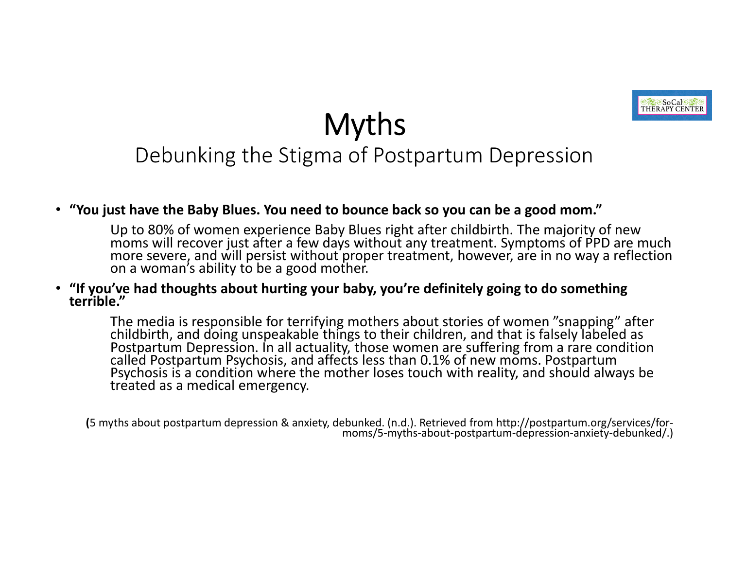# Myths

## Debunking the Stigma of Postpartum Depression

- **"You just have the Baby Blues. You need to bounce back so you can be a good mom."**

  Up to 80% of women experience Baby Blues right after childbirth. The majority of new moms will recover just after a few days without any treatment. Symptoms of PPD are much more severe, and will persist without proper treatment, however, are in no way a reflection on a woman's ability to be a good mother.

- **"If you've had thoughts about hurting your baby, you're definitely going to do something terrible."**

  The media is responsible for terrifying mothers about stories of women "snapping" after childbirth, and doing unspeakable things to their children, and that is falsely labeled as Postpartum Depression. In all actuality, those women are suffering from a rare condition called Postpartum Psychosis, and affects less than 0.1% of new moms. Postpartum Psychosis is a condition where the mother loses touch with reality, and should always be treated as a medical emergency.

(5 myths about postpartum depression & anxiety, debunked. (n.d.). Retrieved from http://postpartum.org/services/for-moms/5-myths-about-postpartum-depression-anxiety-debunked/.)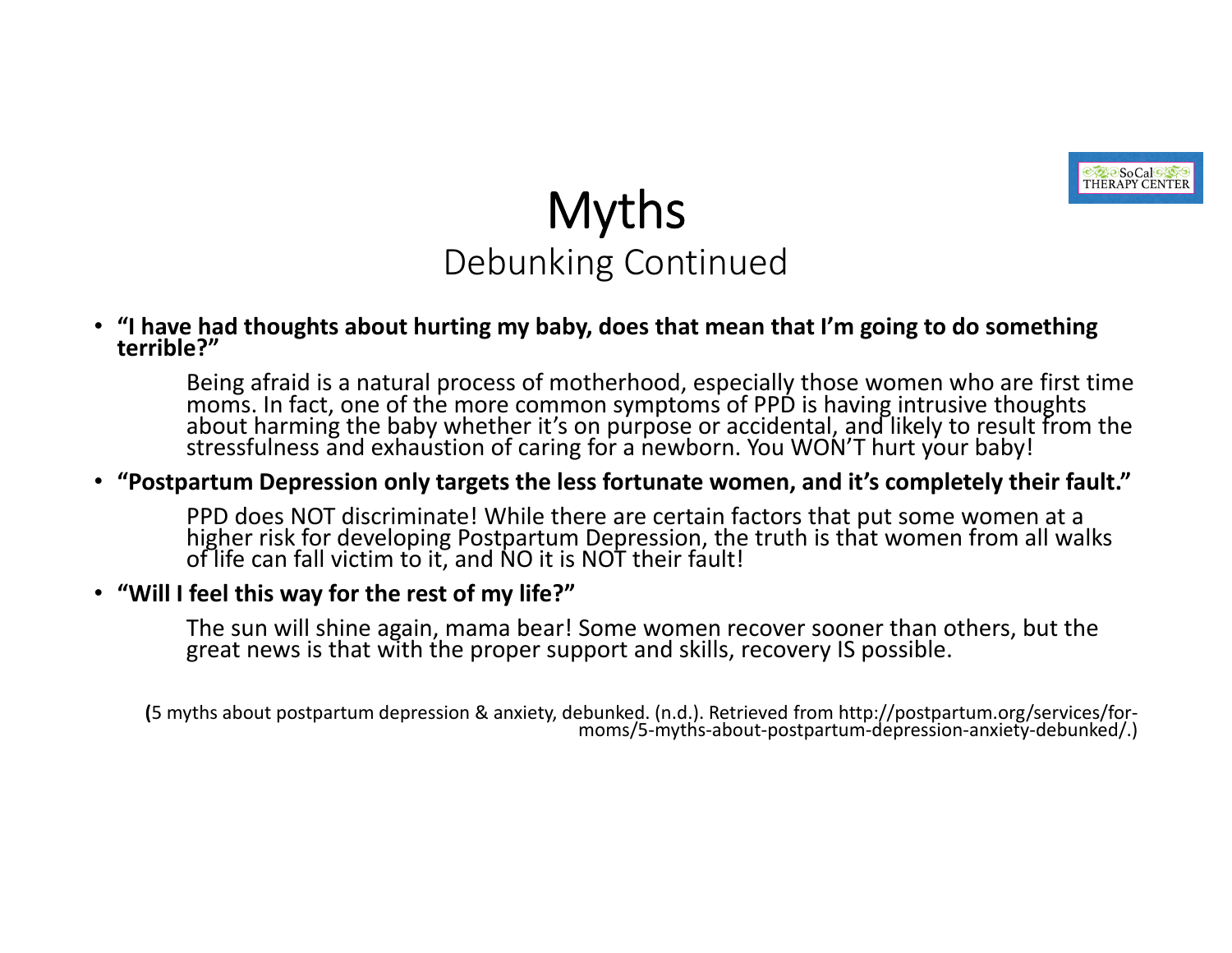# Myths

## Debunking Continued

- **"I have had thoughts about hurting my baby, does that mean that I'm going to do something terrible?"**

  Being afraid is a natural process of motherhood, especially those women who are first time moms. In fact, one of the more common symptoms of PPD is having intrusive thoughts about harming the baby whether it's on purpose or accidental, and likely to result from the stressfulness and exhaustion of caring for a newborn. You WON'T hurt your baby!

- **"Postpartum Depression only targets the less fortunate women, and it's completely their fault."**

  PPD does NOT discriminate! While there are certain factors that put some women at a higher risk for developing Postpartum Depression, the truth is that women from all walks of life can fall victim to it, and NO it is NOT their fault!

- **"Will I feel this way for the rest of my life?"**

  The sun will shine again, mama bear! Some women recover sooner than others, but the great news is that with the proper support and skills, recovery IS possible.

(5 myths about postpartum depression & anxiety, debunked. (n.d.). Retrieved from http://postpartum.org/services/for-moms/5-myths-about-postpartum-depression-anxiety-debunked/.)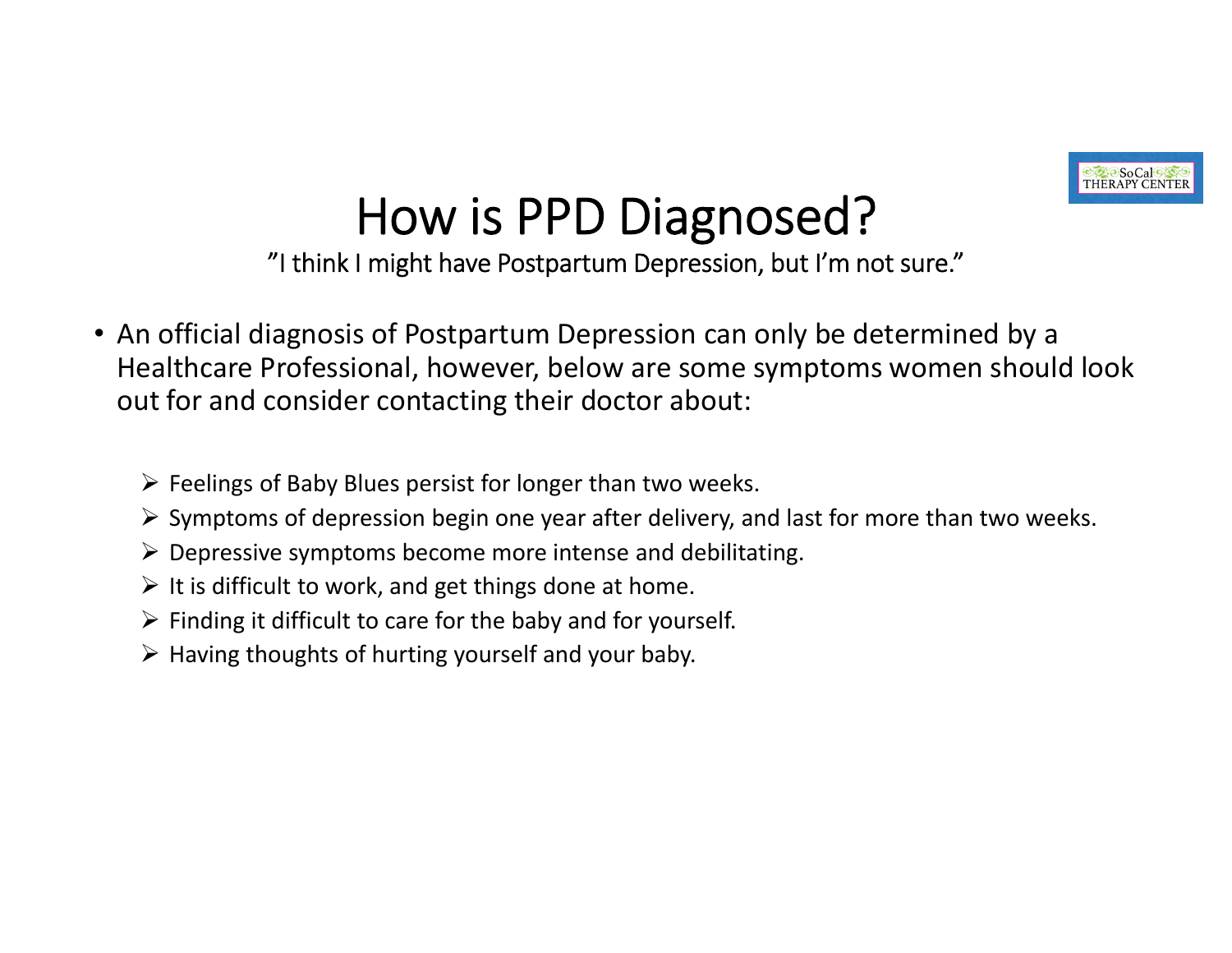# How is PPD Diagnosed?

"I think I might have Postpartum Depression, but I'm not sure."

- An official diagnosis of Postpartum Depression can only be determined by a Healthcare Professional, however, below are some symptoms women should look out for and consider contacting their doctor about:
  - Feelings of Baby Blues persist for longer than two weeks.
  - Symptoms of depression begin one year after delivery, and last for more than two weeks.
  - Depressive symptoms become more intense and debilitating.
  - It is difficult to work, and get things done at home.
  - Finding it difficult to care for the baby and for yourself.
  - Having thoughts of hurting yourself and your baby.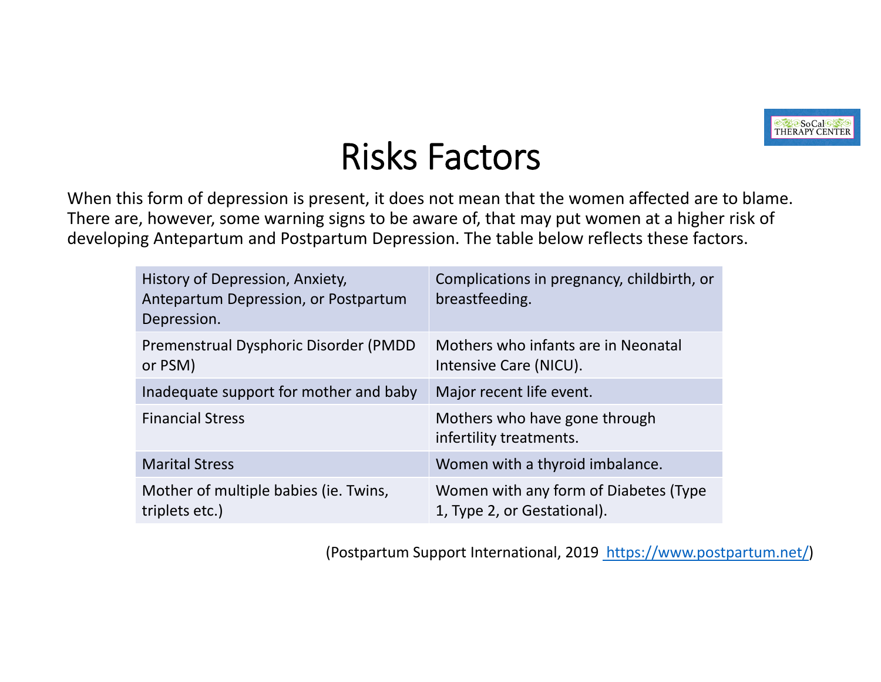# Risks Factors

When this form of depression is present, it does not mean that the women affected are to blame. There are, however, some warning signs to be aware of, that may put women at a higher risk of developing Antepartum and Postpartum Depression. The table below reflects these factors.

| | |
|---|---|
| History of Depression, Anxiety, Antepartum Depression, or Postpartum Depression. | Complications in pregnancy, childbirth, or breastfeeding. |
| Premenstrual Dysphoric Disorder (PMDD or PSM) | Mothers who infants are in Neonatal Intensive Care (NICU). |
| Inadequate support for mother and baby | Major recent life event. |
| Financial Stress | Mothers who have gone through infertility treatments. |
| Marital Stress | Women with a thyroid imbalance. |
| Mother of multiple babies (ie. Twins, triplets etc.) | Women with any form of Diabetes (Type 1, Type 2, or Gestational). |

(Postpartum Support International, 2019 https://www.postpartum.net/)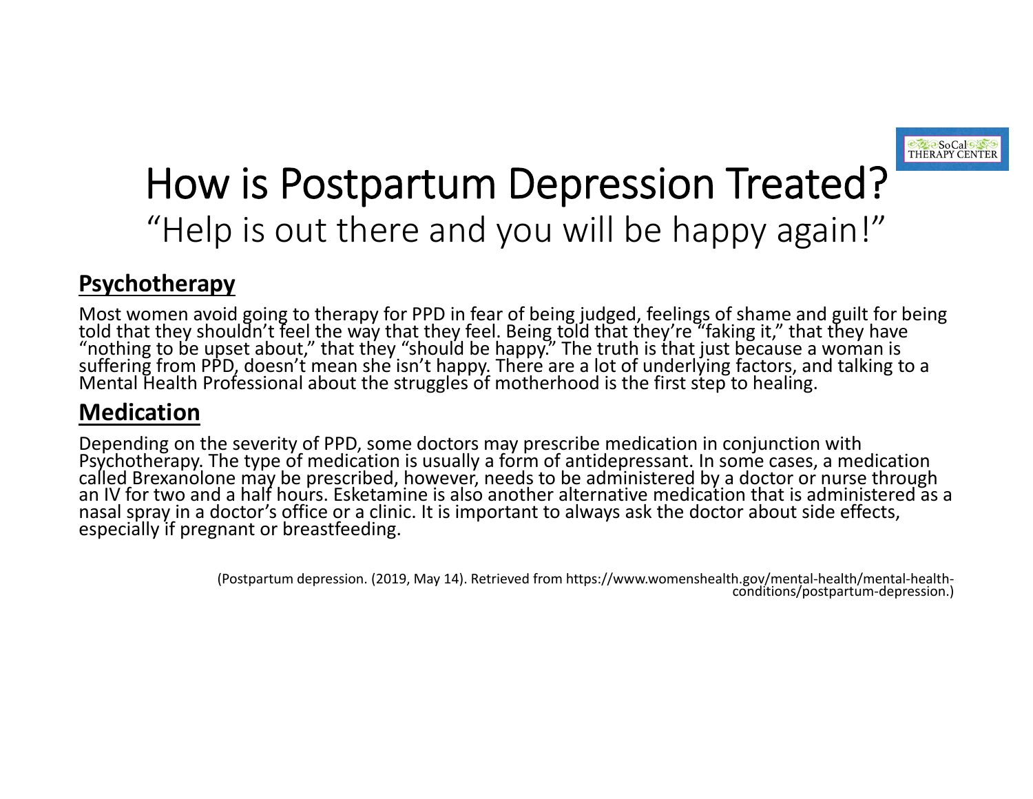# How is Postpartum Depression Treated?

## "Help is out there and you will be happy again!"

**Psychotherapy**

Most women avoid going to therapy for PPD in fear of being judged, feelings of shame and guilt for being told that they shouldn't feel the way that they feel. Being told that they're "faking it," that they have "nothing to be upset about," that they "should be happy." The truth is that just because a woman is suffering from PPD, doesn't mean she isn't happy. There are a lot of underlying factors, and talking to a Mental Health Professional about the struggles of motherhood is the first step to healing.

**Medication**

Depending on the severity of PPD, some doctors may prescribe medication in conjunction with Psychotherapy. The type of medication is usually a form of antidepressant. In some cases, a medication called Brexanolone may be prescribed, however, needs to be administered by a doctor or nurse through an IV for two and a half hours. Esketamine is also another alternative medication that is administered as a nasal spray in a doctor's office or a clinic. It is important to always ask the doctor about side effects, especially if pregnant or breastfeeding.

(Postpartum depression. (2019, May 14). Retrieved from https://www.womenshealth.gov/mental-health/mental-health-conditions/postpartum-depression.)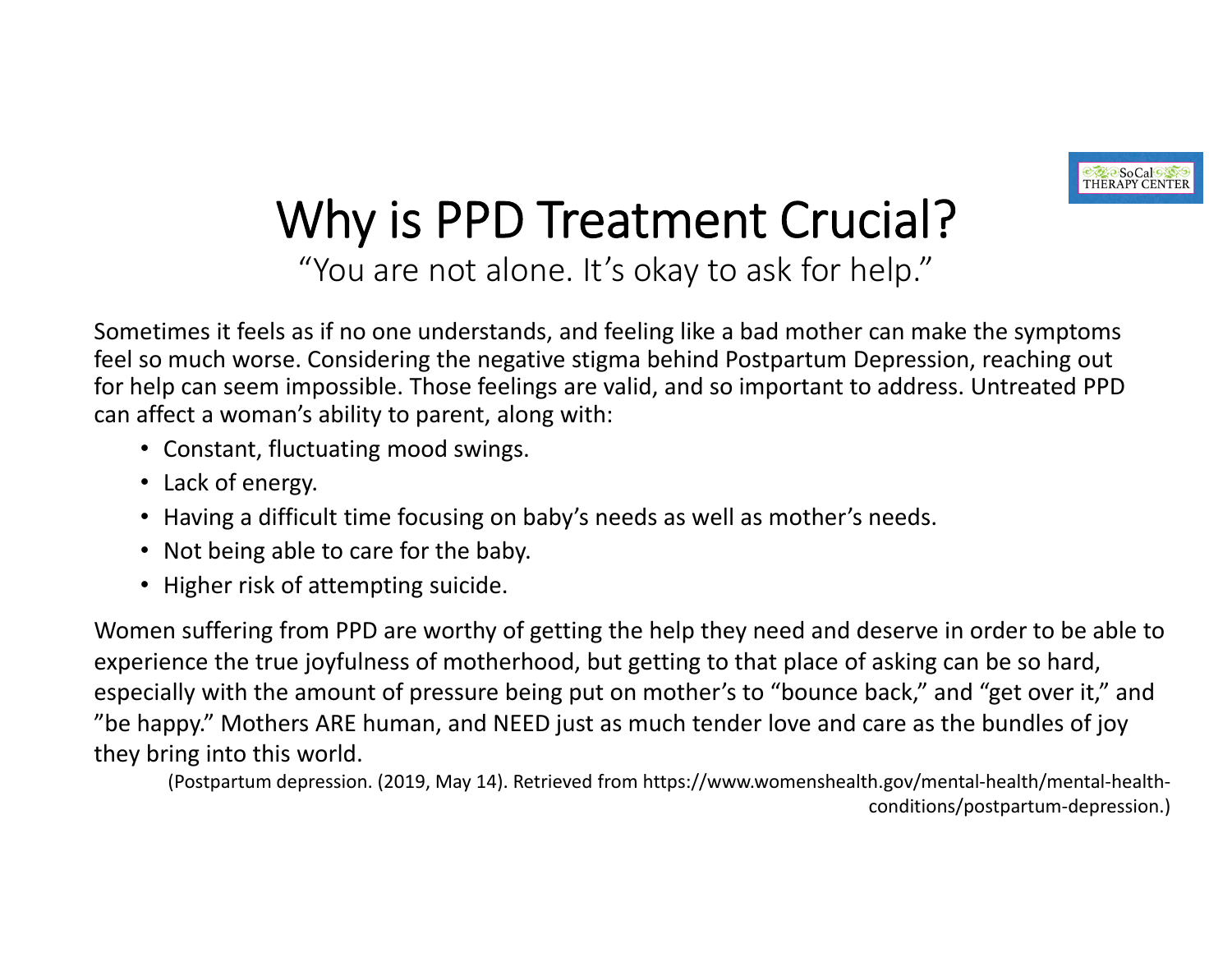# Why is PPD Treatment Crucial?

"You are not alone. It's okay to ask for help."

Sometimes it feels as if no one understands, and feeling like a bad mother can make the symptoms feel so much worse. Considering the negative stigma behind Postpartum Depression, reaching out for help can seem impossible. Those feelings are valid, and so important to address. Untreated PPD can affect a woman's ability to parent, along with:

- Constant, fluctuating mood swings.
- Lack of energy.
- Having a difficult time focusing on baby's needs as well as mother's needs.
- Not being able to care for the baby.
- Higher risk of attempting suicide.

Women suffering from PPD are worthy of getting the help they need and deserve in order to be able to experience the true joyfulness of motherhood, but getting to that place of asking can be so hard, especially with the amount of pressure being put on mother's to "bounce back," and "get over it," and "be happy." Mothers ARE human, and NEED just as much tender love and care as the bundles of joy they bring into this world.

(Postpartum depression. (2019, May 14). Retrieved from https://www.womenshealth.gov/mental-health/mental-health-conditions/postpartum-depression.)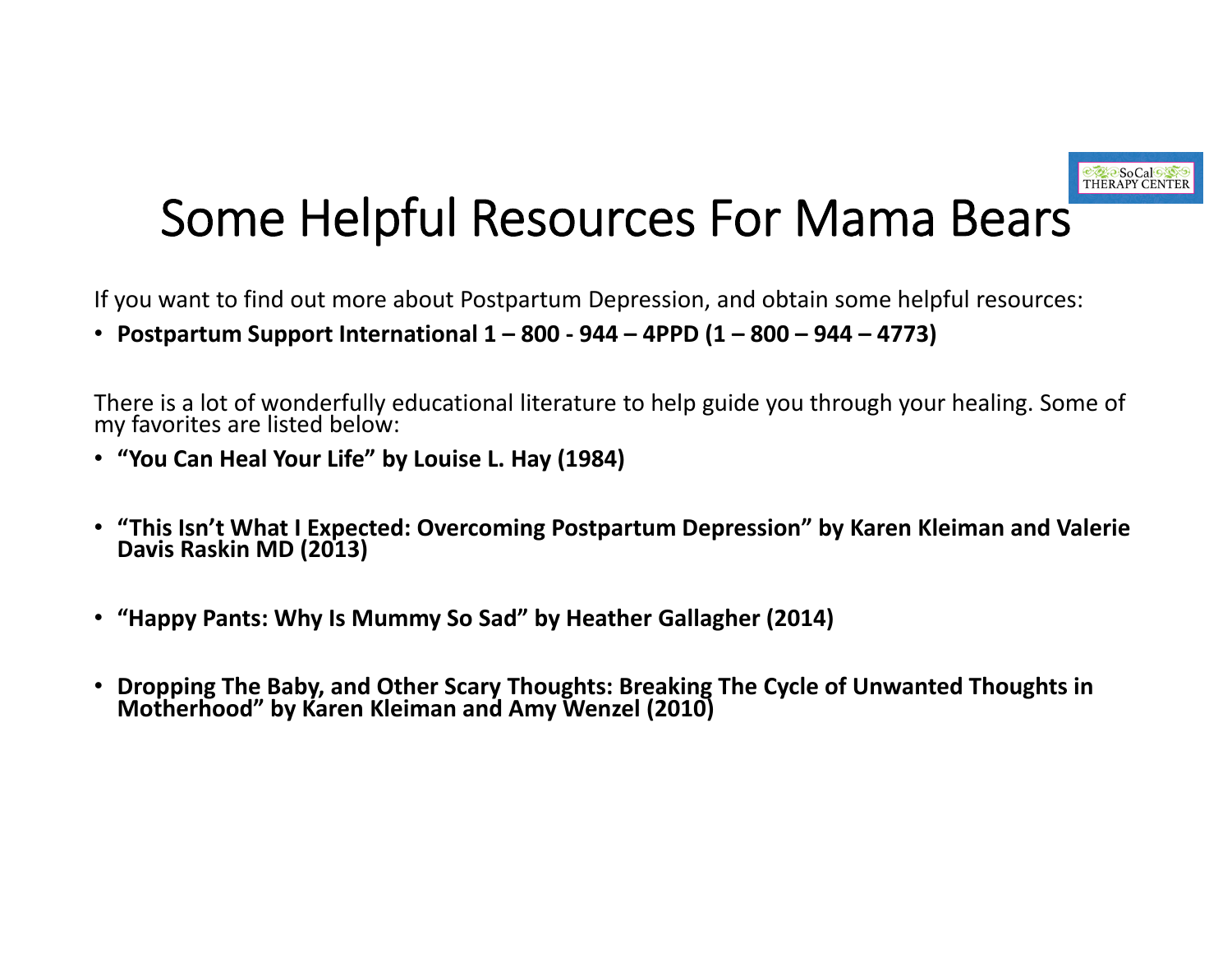# Some Helpful Resources For Mama Bears

If you want to find out more about Postpartum Depression, and obtain some helpful resources:

- **Postpartum Support International 1 – 800 - 944 – 4PPD (1 – 800 – 944 – 4773)**

There is a lot of wonderfully educational literature to help guide you through your healing. Some of my favorites are listed below:

- **“You Can Heal Your Life” by Louise L. Hay (1984)**
- **“This Isn’t What I Expected: Overcoming Postpartum Depression” by Karen Kleiman and Valerie Davis Raskin MD (2013)**
- **“Happy Pants: Why Is Mummy So Sad” by Heather Gallagher (2014)**
- **Dropping The Baby, and Other Scary Thoughts: Breaking The Cycle of Unwanted Thoughts in Motherhood” by Karen Kleiman and Amy Wenzel (2010)**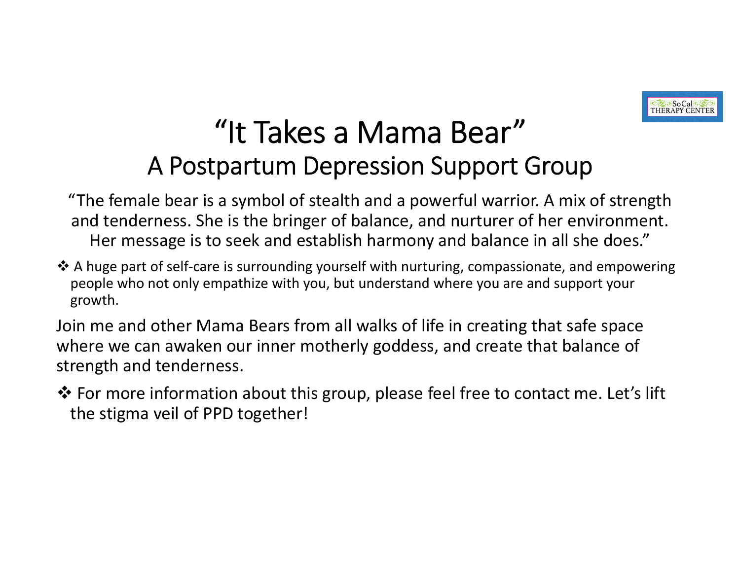# "It Takes a Mama Bear"

## A Postpartum Depression Support Group

"The female bear is a symbol of stealth and a powerful warrior. A mix of strength and tenderness. She is the bringer of balance, and nurturer of her environment. Her message is to seek and establish harmony and balance in all she does."

- ❖ A huge part of self-care is surrounding yourself with nurturing, compassionate, and empowering people who not only empathize with you, but understand where you are and support your growth.

Join me and other Mama Bears from all walks of life in creating that safe space where we can awaken our inner motherly goddess, and create that balance of strength and tenderness.

- ❖ For more information about this group, please feel free to contact me. Let's lift the stigma veil of PPD together!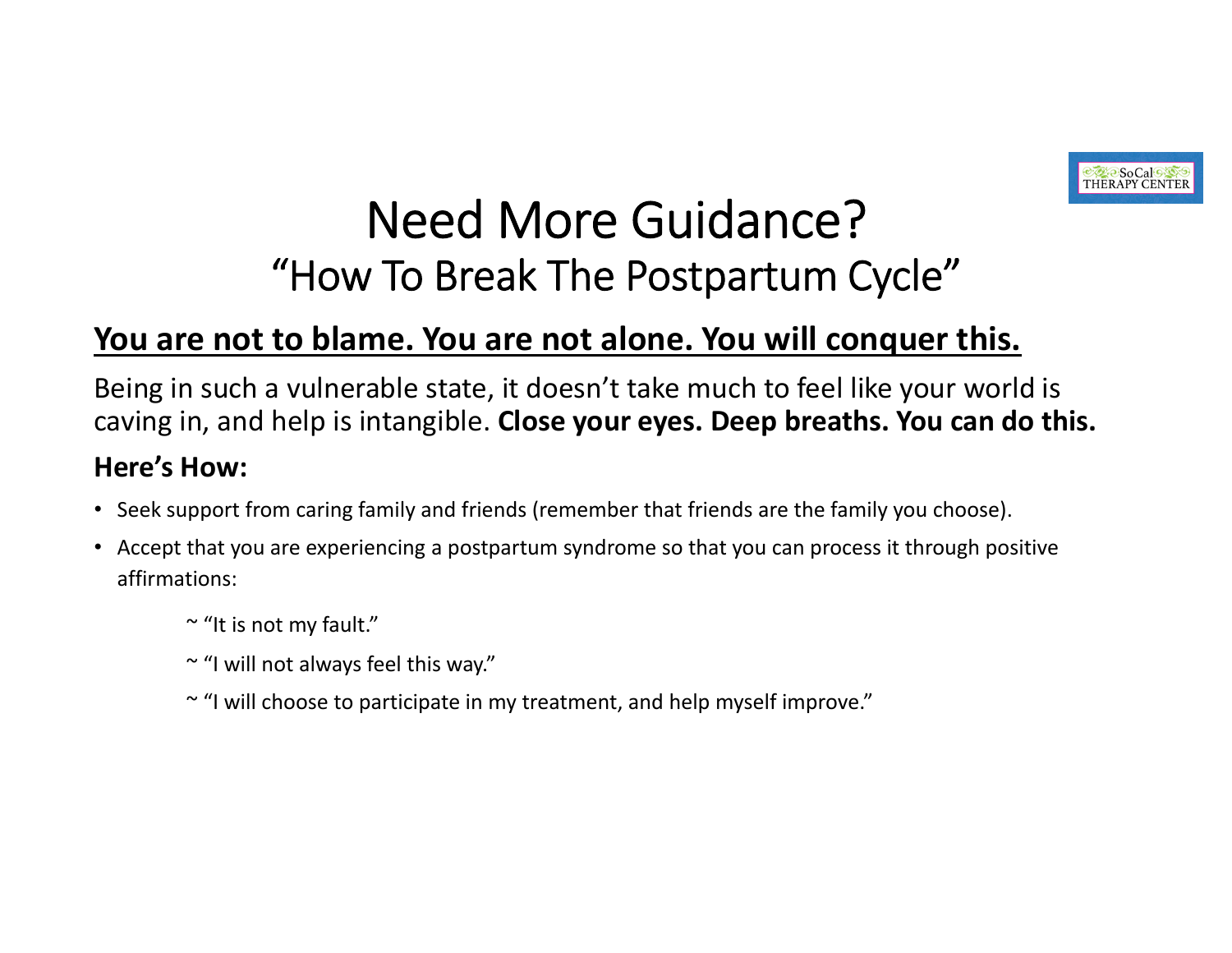# Need More Guidance?

## "How To Break The Postpartum Cycle"

**You are not to blame. You are not alone. You will conquer this.**

Being in such a vulnerable state, it doesn't take much to feel like your world is caving in, and help is intangible. **Close your eyes. Deep breaths. You can do this.**

**Here's How:**

- Seek support from caring family and friends (remember that friends are the family you choose).
- Accept that you are experiencing a postpartum syndrome so that you can process it through positive affirmations:

  ~ "It is not my fault."

  ~ "I will not always feel this way."

  ~ "I will choose to participate in my treatment, and help myself improve."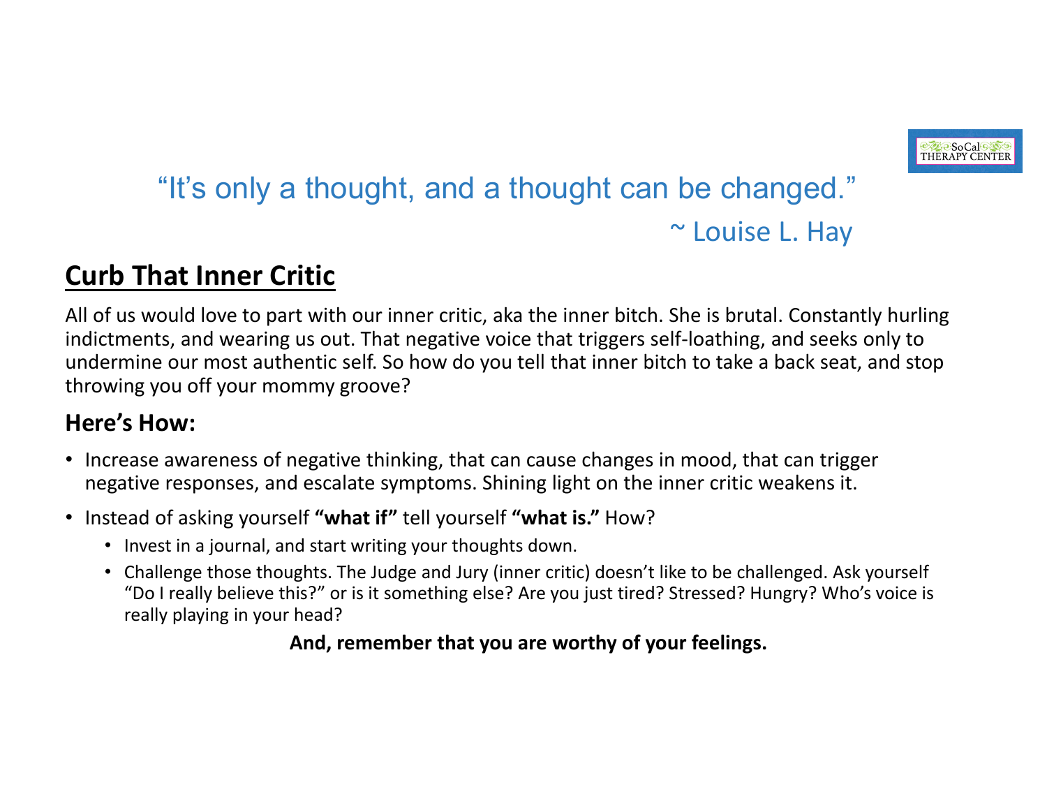“It’s only a thought, and a thought can be changed.”

~ Louise L. Hay

## Curb That Inner Critic

All of us would love to part with our inner critic, aka the inner bitch. She is brutal. Constantly hurling indictments, and wearing us out. That negative voice that triggers self-loathing, and seeks only to undermine our most authentic self. So how do you tell that inner bitch to take a back seat, and stop throwing you off your mommy groove?

### Here’s How:

- Increase awareness of negative thinking, that can cause changes in mood, that can trigger negative responses, and escalate symptoms. Shining light on the inner critic weakens it.
- Instead of asking yourself **“what if”** tell yourself **“what is.”** How?
  - Invest in a journal, and start writing your thoughts down.
  - Challenge those thoughts. The Judge and Jury (inner critic) doesn’t like to be challenged. Ask yourself “Do I really believe this?” or is it something else? Are you just tired? Stressed? Hungry? Who’s voice is really playing in your head?

**And, remember that you are worthy of your feelings.**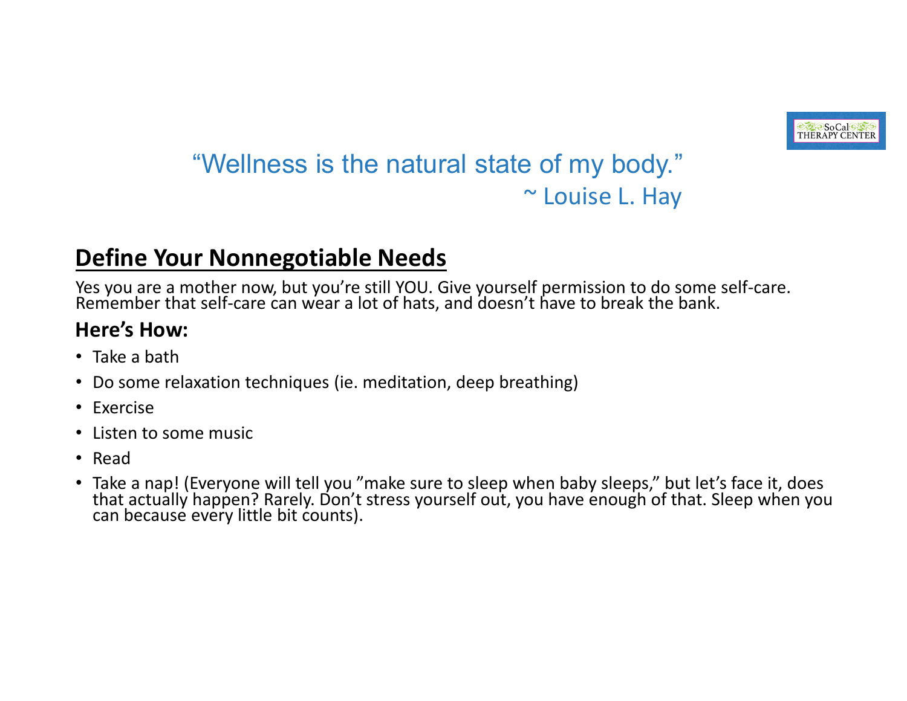“Wellness is the natural state of my body.”
~ Louise L. Hay

## Define Your Nonnegotiable Needs

Yes you are a mother now, but you’re still YOU. Give yourself permission to do some self-care. Remember that self-care can wear a lot of hats, and doesn’t have to break the bank.

**Here’s How:**

- Take a bath
- Do some relaxation techniques (ie. meditation, deep breathing)
- Exercise
- Listen to some music
- Read
- Take a nap! (Everyone will tell you ”make sure to sleep when baby sleeps,” but let’s face it, does that actually happen? Rarely. Don’t stress yourself out, you have enough of that. Sleep when you can because every little bit counts).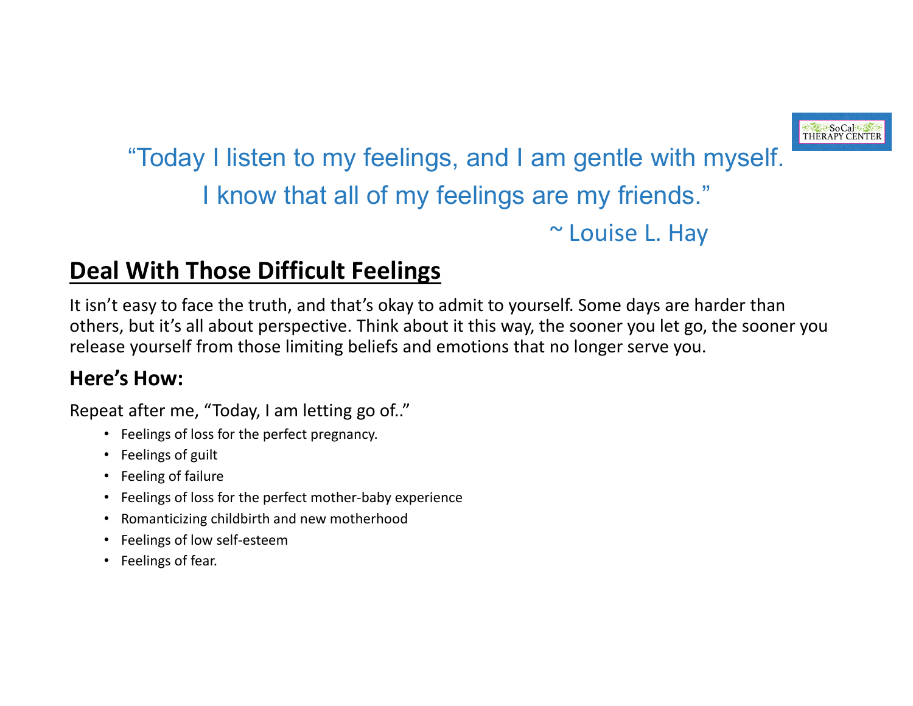“Today I listen to my feelings, and I am gentle with myself. I know that all of my feelings are my friends.”

~ Louise L. Hay

## Deal With Those Difficult Feelings

It isn’t easy to face the truth, and that’s okay to admit to yourself. Some days are harder than others, but it’s all about perspective. Think about it this way, the sooner you let go, the sooner you release yourself from those limiting beliefs and emotions that no longer serve you.

### Here’s How:

Repeat after me, “Today, I am letting go of..”

- Feelings of loss for the perfect pregnancy.
- Feelings of guilt
- Feeling of failure
- Feelings of loss for the perfect mother-baby experience
- Romanticizing childbirth and new motherhood
- Feelings of low self-esteem
- Feelings of fear.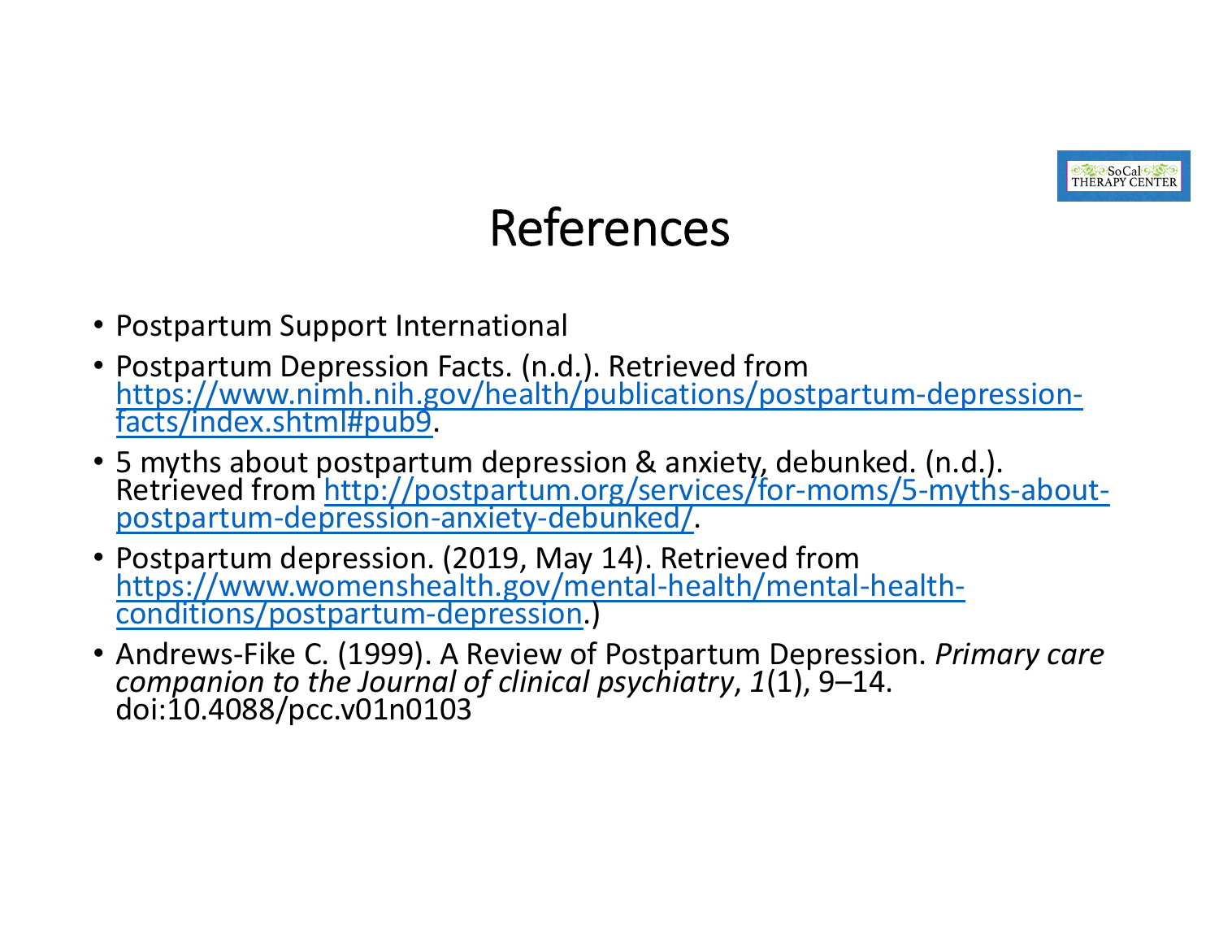# References

- Postpartum Support International
- Postpartum Depression Facts. (n.d.). Retrieved from https://www.nimh.nih.gov/health/publications/postpartum-depression-facts/index.shtml#pub9.
- 5 myths about postpartum depression & anxiety, debunked. (n.d.). Retrieved from http://postpartum.org/services/for-moms/5-myths-about-postpartum-depression-anxiety-debunked/.
- Postpartum depression. (2019, May 14). Retrieved from https://www.womenshealth.gov/mental-health/mental-health-conditions/postpartum-depression.)
- Andrews-Fike C. (1999). A Review of Postpartum Depression. *Primary care companion to the Journal of clinical psychiatry*, *1*(1), 9–14. doi:10.4088/pcc.v01n0103